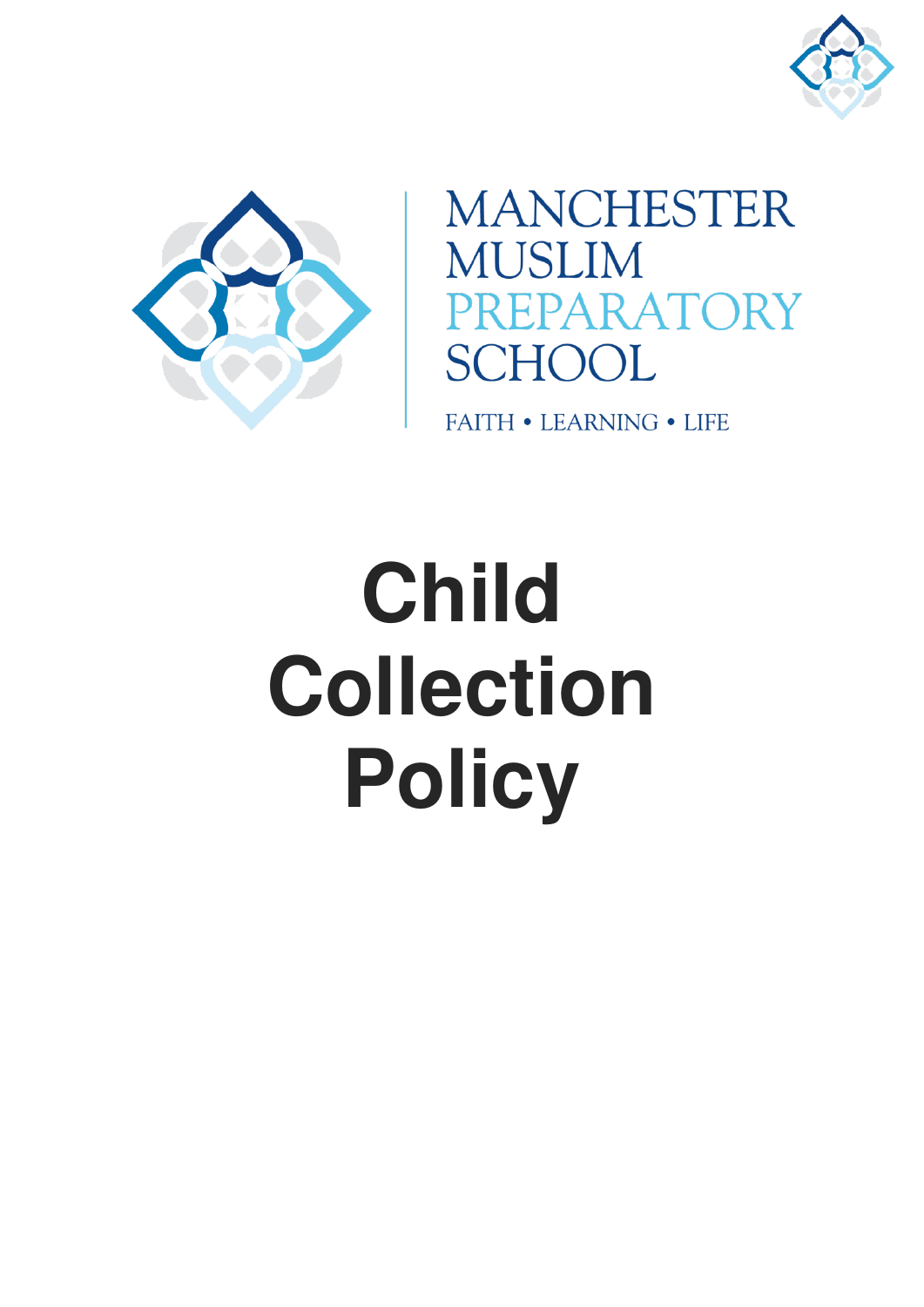MANCHESTER MUSLIM PREPARATORY SCHOOL

FAITH • LEARNING • LIFE

# Child Collection Policy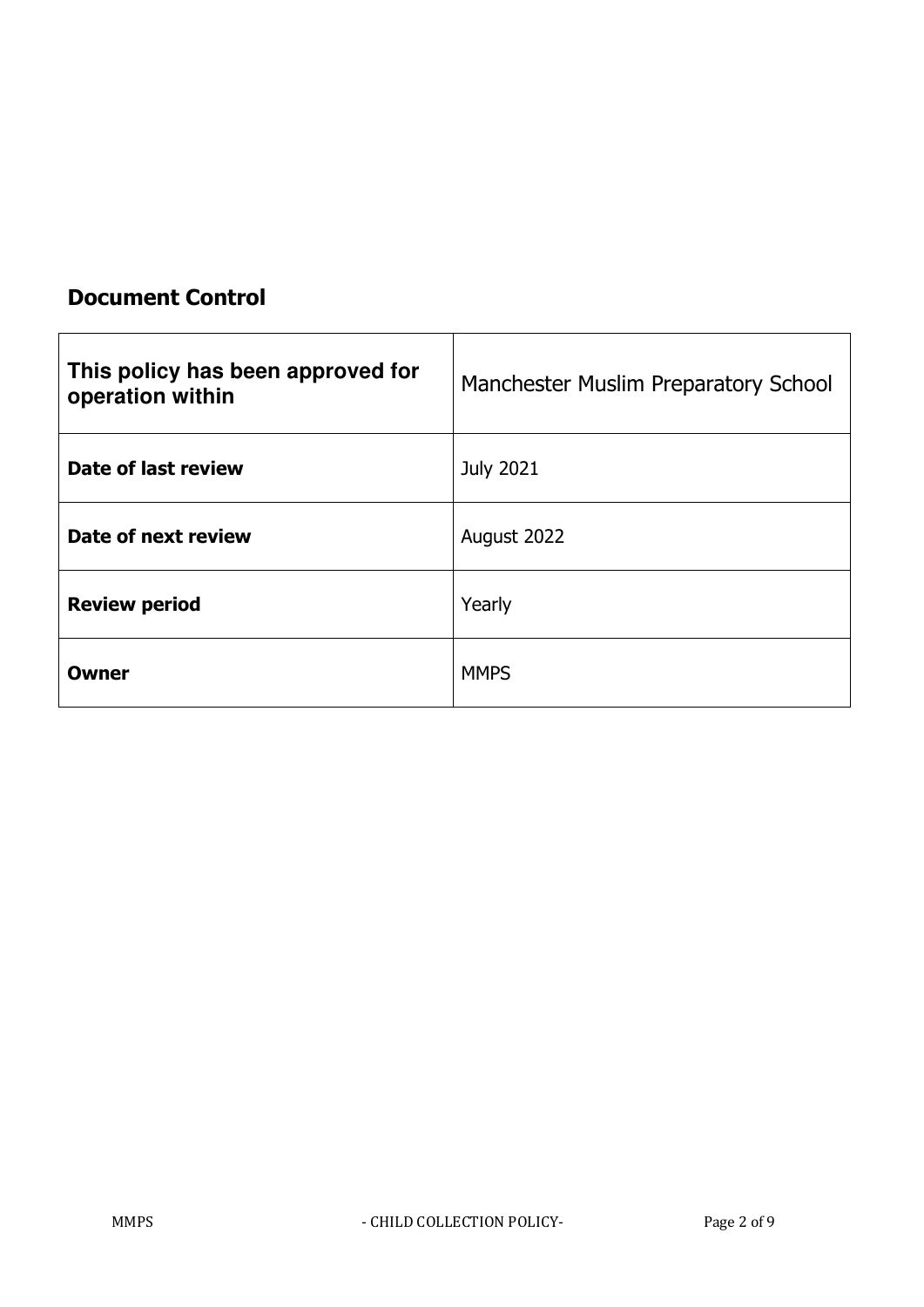## Document Control

| This policy has been approved for operation within | Manchester Muslim Preparatory School |
|---|---|
| **Date of last review** | July 2021 |
| **Date of next review** | August 2022 |
| **Review period** | Yearly |
| **Owner** | MMPS |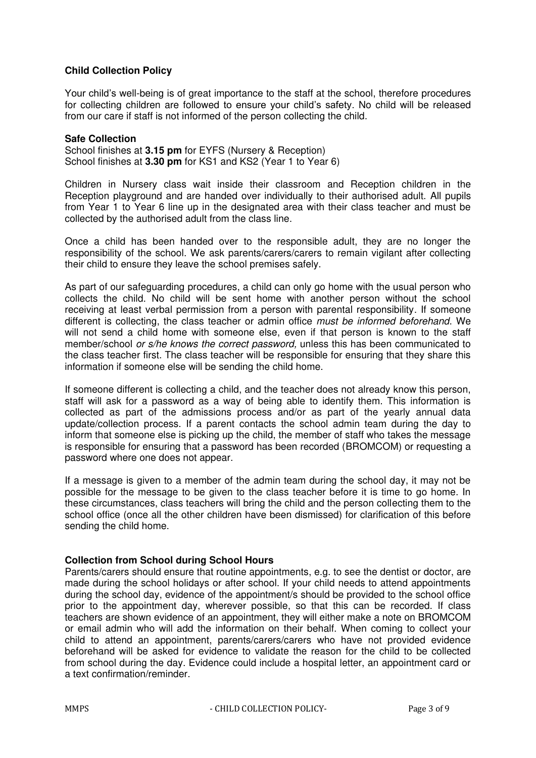## Child Collection Policy

Your child's well-being is of great importance to the staff at the school, therefore procedures for collecting children are followed to ensure your child's safety. No child will be released from our care if staff is not informed of the person collecting the child.

### Safe Collection

School finishes at **3.15 pm** for EYFS (Nursery & Reception)
School finishes at **3.30 pm** for KS1 and KS2 (Year 1 to Year 6)

Children in Nursery class wait inside their classroom and Reception children in the Reception playground and are handed over individually to their authorised adult. All pupils from Year 1 to Year 6 line up in the designated area with their class teacher and must be collected by the authorised adult from the class line.

Once a child has been handed over to the responsible adult, they are no longer the responsibility of the school. We ask parents/carers/carers to remain vigilant after collecting their child to ensure they leave the school premises safely.

As part of our safeguarding procedures, a child can only go home with the usual person who collects the child. No child will be sent home with another person without the school receiving at least verbal permission from a person with parental responsibility. If someone different is collecting, the class teacher or admin office *must be informed beforehand*. We will not send a child home with someone else, even if that person is known to the staff member/school *or s/he knows the correct password,* unless this has been communicated to the class teacher first. The class teacher will be responsible for ensuring that they share this information if someone else will be sending the child home.

If someone different is collecting a child, and the teacher does not already know this person, staff will ask for a password as a way of being able to identify them. This information is collected as part of the admissions process and/or as part of the yearly annual data update/collection process. If a parent contacts the school admin team during the day to inform that someone else is picking up the child, the member of staff who takes the message is responsible for ensuring that a password has been recorded (BROMCOM) or requesting a password where one does not appear.

If a message is given to a member of the admin team during the school day, it may not be possible for the message to be given to the class teacher before it is time to go home. In these circumstances, class teachers will bring the child and the person collecting them to the school office (once all the other children have been dismissed) for clarification of this before sending the child home.

### Collection from School during School Hours

Parents/carers should ensure that routine appointments, e.g. to see the dentist or doctor, are made during the school holidays or after school. If your child needs to attend appointments during the school day, evidence of the appointment/s should be provided to the school office prior to the appointment day, wherever possible, so that this can be recorded. If class teachers are shown evidence of an appointment, they will either make a note on BROMCOM or email admin who will add the information on their behalf. When coming to collect your child to attend an appointment, parents/carers/carers who have not provided evidence beforehand will be asked for evidence to validate the reason for the child to be collected from school during the day. Evidence could include a hospital letter, an appointment card or a text confirmation/reminder.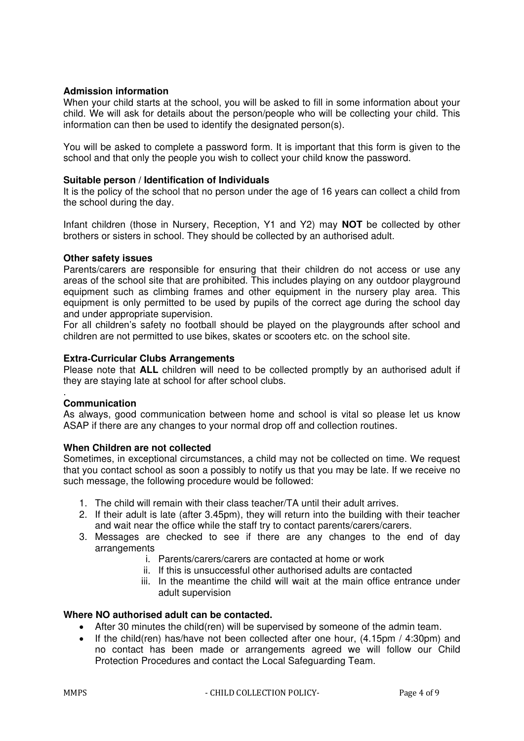**Admission information**

When your child starts at the school, you will be asked to fill in some information about your child. We will ask for details about the person/people who will be collecting your child. This information can then be used to identify the designated person(s).

You will be asked to complete a password form. It is important that this form is given to the school and that only the people you wish to collect your child know the password.

**Suitable person / Identification of Individuals**

It is the policy of the school that no person under the age of 16 years can collect a child from the school during the day.

Infant children (those in Nursery, Reception, Y1 and Y2) may **NOT** be collected by other brothers or sisters in school. They should be collected by an authorised adult.

**Other safety issues**

Parents/carers are responsible for ensuring that their children do not access or use any areas of the school site that are prohibited. This includes playing on any outdoor playground equipment such as climbing frames and other equipment in the nursery play area. This equipment is only permitted to be used by pupils of the correct age during the school day and under appropriate supervision.

For all children's safety no football should be played on the playgrounds after school and children are not permitted to use bikes, skates or scooters etc. on the school site.

**Extra-Curricular Clubs Arrangements**

Please note that **ALL** children will need to be collected promptly by an authorised adult if they are staying late at school for after school clubs.

.

**Communication**

As always, good communication between home and school is vital so please let us know ASAP if there are any changes to your normal drop off and collection routines.

**When Children are not collected**

Sometimes, in exceptional circumstances, a child may not be collected on time. We request that you contact school as soon a possibly to notify us that you may be late. If we receive no such message, the following procedure would be followed:

1. The child will remain with their class teacher/TA until their adult arrives.
2. If their adult is late (after 3.45pm), they will return into the building with their teacher and wait near the office while the staff try to contact parents/carers/carers.
3. Messages are checked to see if there are any changes to the end of day arrangements
    i. Parents/carers/carers are contacted at home or work
    ii. If this is unsuccessful other authorised adults are contacted
    iii. In the meantime the child will wait at the main office entrance under adult supervision

**Where NO authorised adult can be contacted.**

- After 30 minutes the child(ren) will be supervised by someone of the admin team.
- If the child(ren) has/have not been collected after one hour, (4.15pm / 4:30pm) and no contact has been made or arrangements agreed we will follow our Child Protection Procedures and contact the Local Safeguarding Team.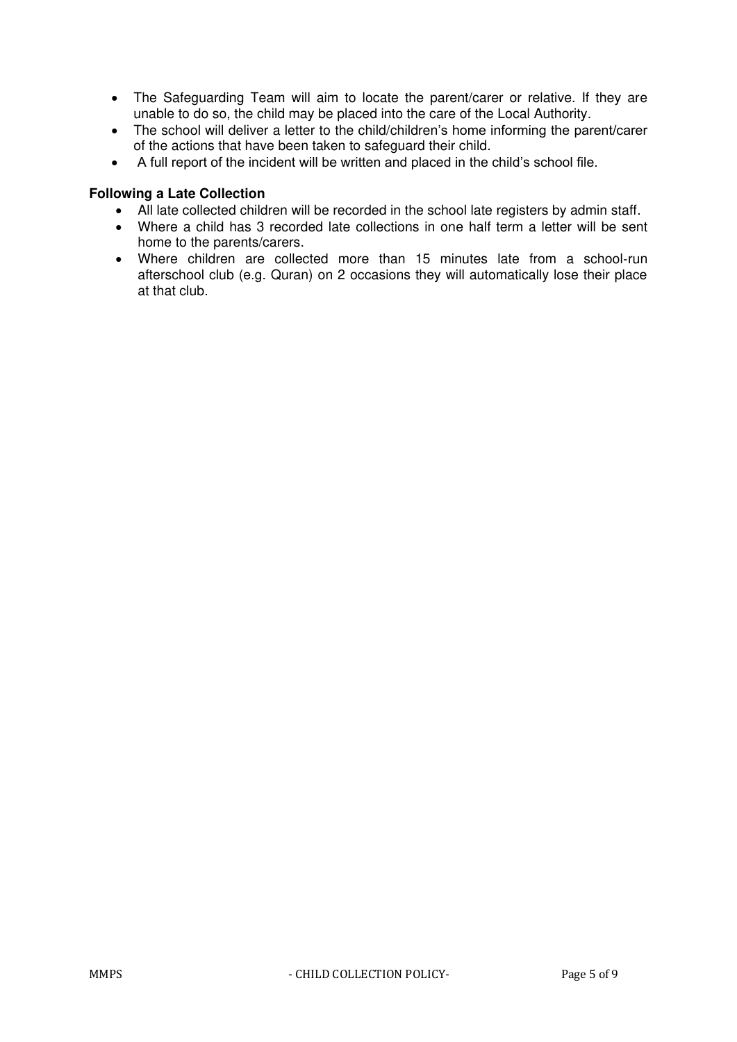- The Safeguarding Team will aim to locate the parent/carer or relative. If they are unable to do so, the child may be placed into the care of the Local Authority.
- The school will deliver a letter to the child/children's home informing the parent/carer of the actions that have been taken to safeguard their child.
- A full report of the incident will be written and placed in the child's school file.

**Following a Late Collection**

- All late collected children will be recorded in the school late registers by admin staff.
- Where a child has 3 recorded late collections in one half term a letter will be sent home to the parents/carers.
- Where children are collected more than 15 minutes late from a school-run afterschool club (e.g. Quran) on 2 occasions they will automatically lose their place at that club.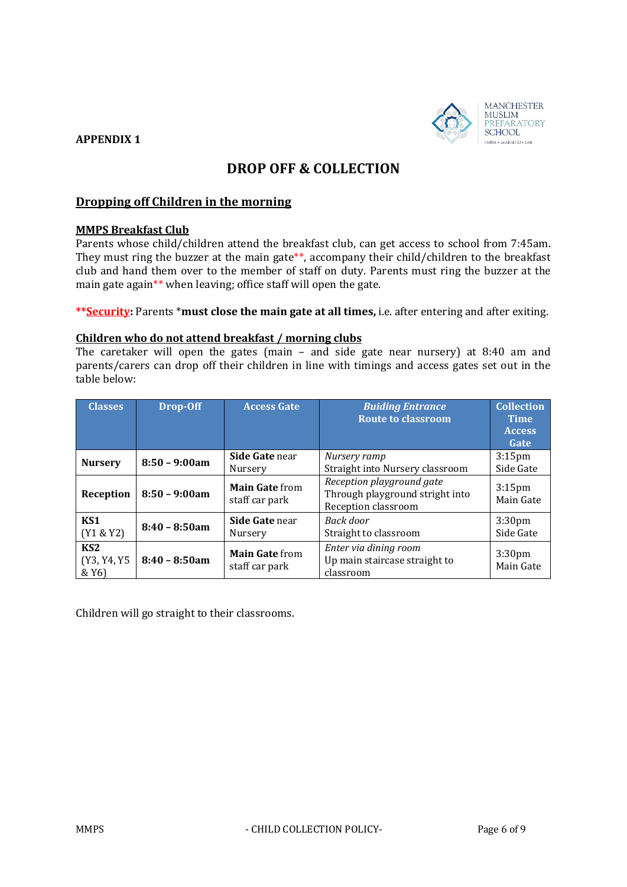**APPENDIX 1**

# DROP OFF & COLLECTION

## Dropping off Children in the morning

### MMPS Breakfast Club

Parents whose child/children attend the breakfast club, can get access to school from 7:45am. They must ring the buzzer at the main gate**, accompany their child/children to the breakfast club and hand them over to the member of staff on duty. Parents must ring the buzzer at the main gate again** when leaving; office staff will open the gate.

****Security**: Parents ***must close the main gate at all times,** i.e. after entering and after exiting.

### Children who do not attend breakfast / morning clubs

The caretaker will open the gates (main – and side gate near nursery) at 8:40 am and parents/carers can drop off their children in line with timings and access gates set out in the table below:

| Classes | Drop-Off | Access Gate | *Buiding Entrance* Route to classroom | Collection Time Access Gate |
|---|---|---|---|---|
| **Nursery** | **8:50 – 9:00am** | **Side Gate** near Nursery | *Nursery ramp* Straight into Nursery classroom | 3:15pm Side Gate |
| **Reception** | **8:50 – 9:00am** | **Main Gate** from staff car park | *Reception playground gate* Through playground stright into Reception classroom | 3:15pm Main Gate |
| **KS1** (Y1 & Y2) | **8:40 – 8:50am** | **Side Gate** near Nursery | *Back door* Straight to classroom | 3:30pm Side Gate |
| **KS2** (Y3, Y4, Y5 & Y6) | **8:40 – 8:50am** | **Main Gate** from staff car park | *Enter via dining room* Up main staircase straight to classroom | 3:30pm Main Gate |

Children will go straight to their classrooms.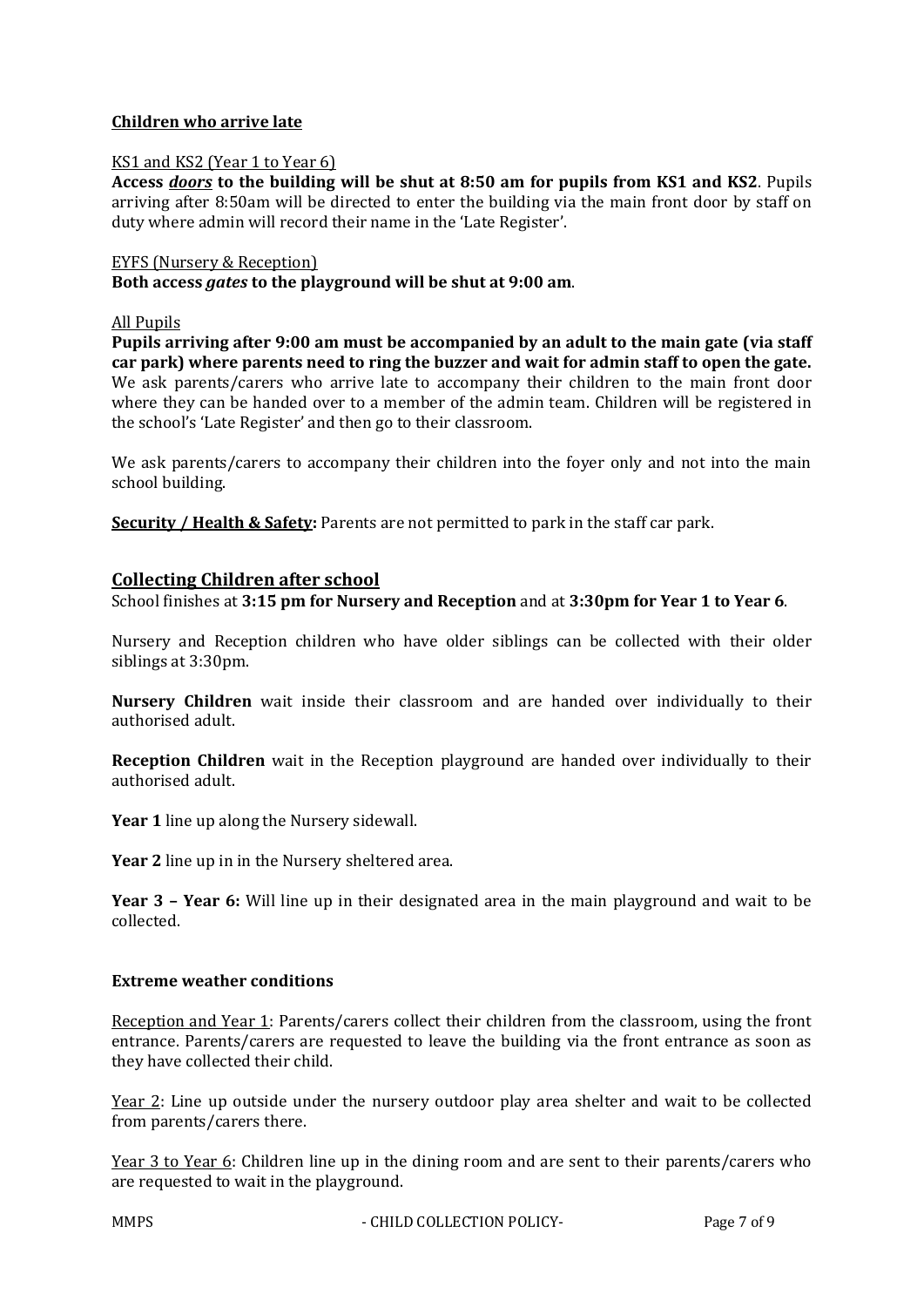### <u>Children who arrive late</u>

<u>KS1 and KS2 (Year 1 to Year 6)</u>

**Access _<u>doors</u>_ to the building will be shut at 8:50 am for pupils from KS1 and KS2**. Pupils arriving after 8:50am will be directed to enter the building via the main front door by staff on duty where admin will record their name in the 'Late Register'.

<u>EYFS (Nursery & Reception)</u>

**Both access _gates_ to the playground will be shut at 9:00 am**.

<u>All Pupils</u>

**Pupils arriving after 9:00 am must be accompanied by an adult to the main gate (via staff car park) where parents need to ring the buzzer and wait for admin staff to open the gate.** We ask parents/carers who arrive late to accompany their children to the main front door where they can be handed over to a member of the admin team. Children will be registered in the school's 'Late Register' and then go to their classroom.

We ask parents/carers to accompany their children into the foyer only and not into the main school building.

**<u>Security / Health & Safety</u>:** Parents are not permitted to park in the staff car park.

## <u>Collecting Children after school</u>

School finishes at **3:15 pm for Nursery and Reception** and at **3:30pm for Year 1 to Year 6**.

Nursery and Reception children who have older siblings can be collected with their older siblings at 3:30pm.

**Nursery Children** wait inside their classroom and are handed over individually to their authorised adult.

**Reception Children** wait in the Reception playground are handed over individually to their authorised adult.

**Year 1** line up along the Nursery sidewall.

**Year 2** line up in in the Nursery sheltered area.

**Year 3 – Year 6:** Will line up in their designated area in the main playground and wait to be collected.

### Extreme weather conditions

<u>Reception and Year 1</u>: Parents/carers collect their children from the classroom, using the front entrance. Parents/carers are requested to leave the building via the front entrance as soon as they have collected their child.

<u>Year 2</u>: Line up outside under the nursery outdoor play area shelter and wait to be collected from parents/carers there.

<u>Year 3 to Year 6</u>: Children line up in the dining room and are sent to their parents/carers who are requested to wait in the playground.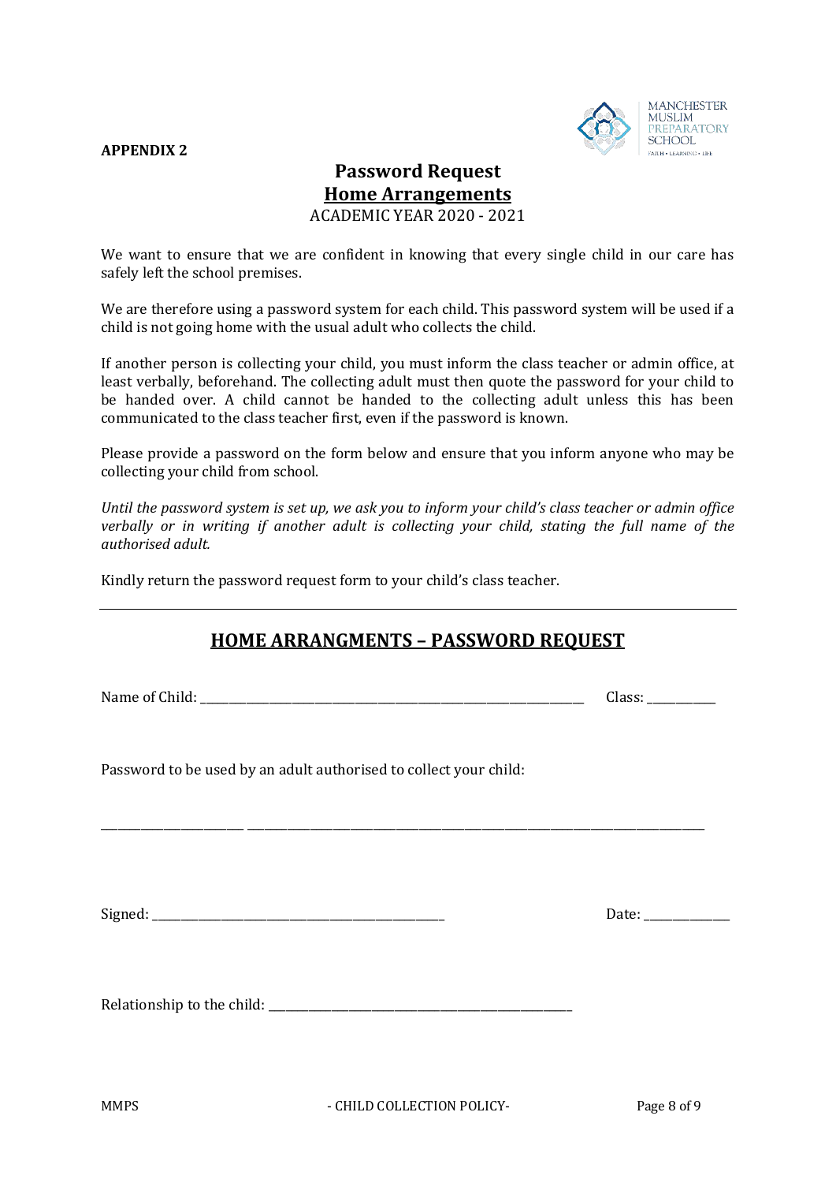**APPENDIX 2**

# Password Request

## Home Arrangements

ACADEMIC YEAR 2020 - 2021

We want to ensure that we are confident in knowing that every single child in our care has safely left the school premises.

We are therefore using a password system for each child. This password system will be used if a child is not going home with the usual adult who collects the child.

If another person is collecting your child, you must inform the class teacher or admin office, at least verbally, beforehand. The collecting adult must then quote the password for your child to be handed over. A child cannot be handed to the collecting adult unless this has been communicated to the class teacher first, even if the password is known.

Please provide a password on the form below and ensure that you inform anyone who may be collecting your child from school.

*Until the password system is set up, we ask you to inform your child's class teacher or admin office verbally or in writing if another adult is collecting your child, stating the full name of the authorised adult.*

Kindly return the password request form to your child's class teacher.

---

## HOME ARRANGMENTS – PASSWORD REQUEST

Name of Child: ______________________________________________ Class: __________

Password to be used by an adult authorised to collect your child:

______________________________________________________________________________

Signed: ____________________________________ Date: ____________

Relationship to the child: ____________________________________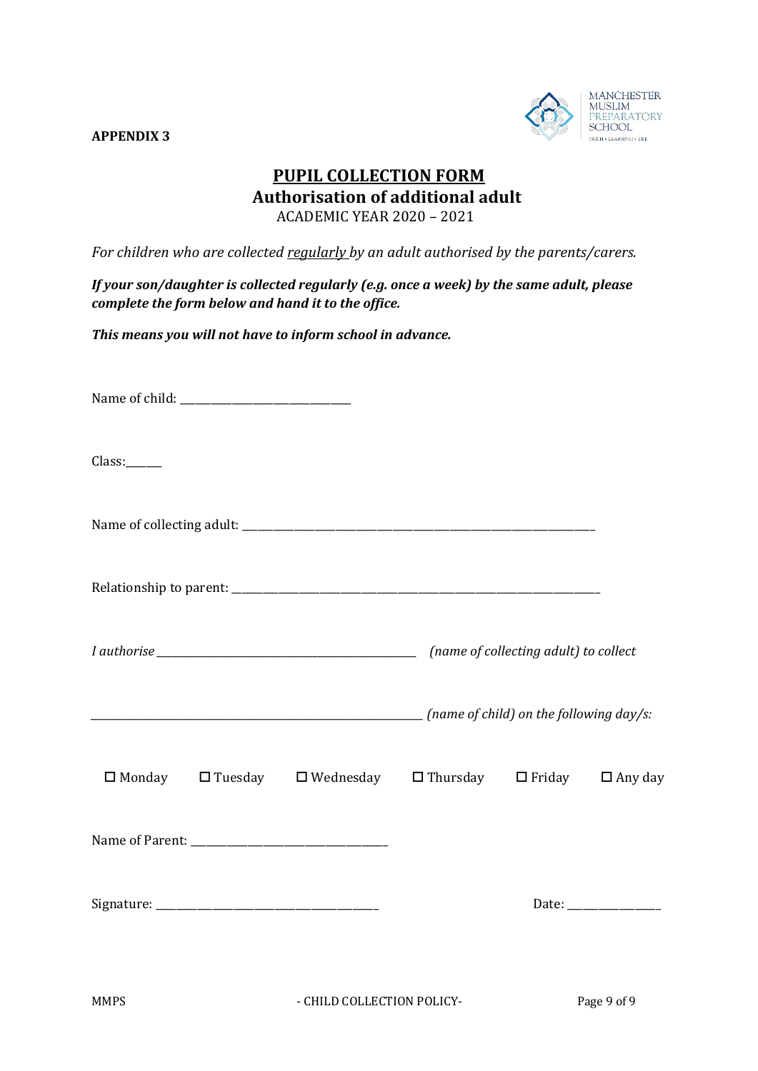**APPENDIX 3**

MANCHESTER MUSLIM PREPARATORY SCHOOL
FAITH • LEARNING • LIFE

## PUPIL COLLECTION FORM

## Authorisation of additional adult

ACADEMIC YEAR 2020 – 2021

*For children who are collected regularly by an adult authorised by the parents/carers.*

***If your son/daughter is collected regularly (e.g. once a week) by the same adult, please complete the form below and hand it to the office.***

***This means you will not have to inform school in advance.***

Name of child: ______________________________

Class:______

Name of collecting adult: ______________________________________________________________

Relationship to parent: _________________________________________________________________

*I authorise* _______________________________________________ *(name of collecting adult) to collect*

____________________________________________________________ *(name of child) on the following day/s:*

☐ Monday ☐ Tuesday ☐ Wednesday ☐ Thursday ☐ Friday ☐ Any day

Name of Parent: ___________________________________

Signature: _______________________________________ Date: ________________